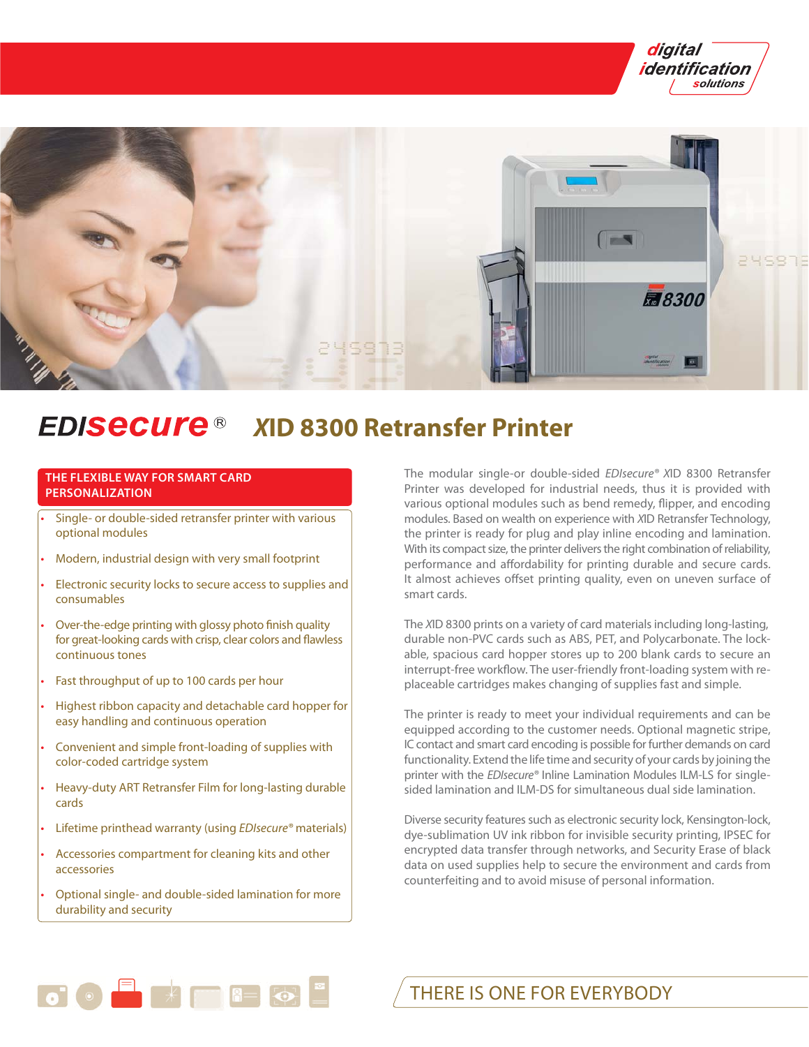# EDIsecure® XID 8300 Retransfer Printer

## THE FLEXIBLE WAY FOR SMART CARD PERSONALIZATION

- Single- or double-sided retransfer printer with various optional modules
- Modern, industrial design with very small footprint
- Electronic security locks to secure access to supplies and consumables
- Over-the-edge printing with glossy photo finish quality for great-looking cards with crisp, clear colors and flawless continuous tones
- Fast throughput of up to 100 cards per hour
- Highest ribbon capacity and detachable card hopper for easy handling and continuous operation
- Convenient and simple front-loading of supplies with color-coded cartridge system
- Heavy-duty ART Retransfer Film for long-lasting durable cards
- Lifetime printhead warranty (using *EDIsecure*® materials)
- Accessories compartment for cleaning kits and other accessories
- Optional single- and double-sided lamination for more durability and security

The modular single-or double-sided *EDIsecure*® XID 8300 Retransfer Printer was developed for industrial needs, thus it is provided with various optional modules such as bend remedy, flipper, and encoding modules. Based on wealth on experience with XID Retransfer Technology, the printer is ready for plug and play inline encoding and lamination. With its compact size, the printer delivers the right combination of reliability, performance and affordability for printing durable and secure cards. It almost achieves offset printing quality, even on uneven surface of smart cards.

The XID 8300 prints on a variety of card materials including long-lasting, durable non-PVC cards such as ABS, PET, and Polycarbonate. The lock-able, spacious card hopper stores up to 200 blank cards to secure an interrupt-free workflow. The user-friendly front-loading system with re-placeable cartridges makes changing of supplies fast and simple.

The printer is ready to meet your individual requirements and can be equipped according to the customer needs. Optional magnetic stripe, IC contact and smart card encoding is possible for further demands on card functionality. Extend the life time and security of your cards by joining the printer with the *EDIsecure*® Inline Lamination Modules ILM-LS for single-sided lamination and ILM-DS for simultaneous dual side lamination.

Diverse security features such as electronic security lock, Kensington-lock, dye-sublimation UV ink ribbon for invisible security printing, IPSEC for encrypted data transfer through networks, and Security Erase of black data on used supplies help to secure the environment and cards from counterfeiting and to avoid misuse of personal information.

THERE IS ONE FOR EVERYBODY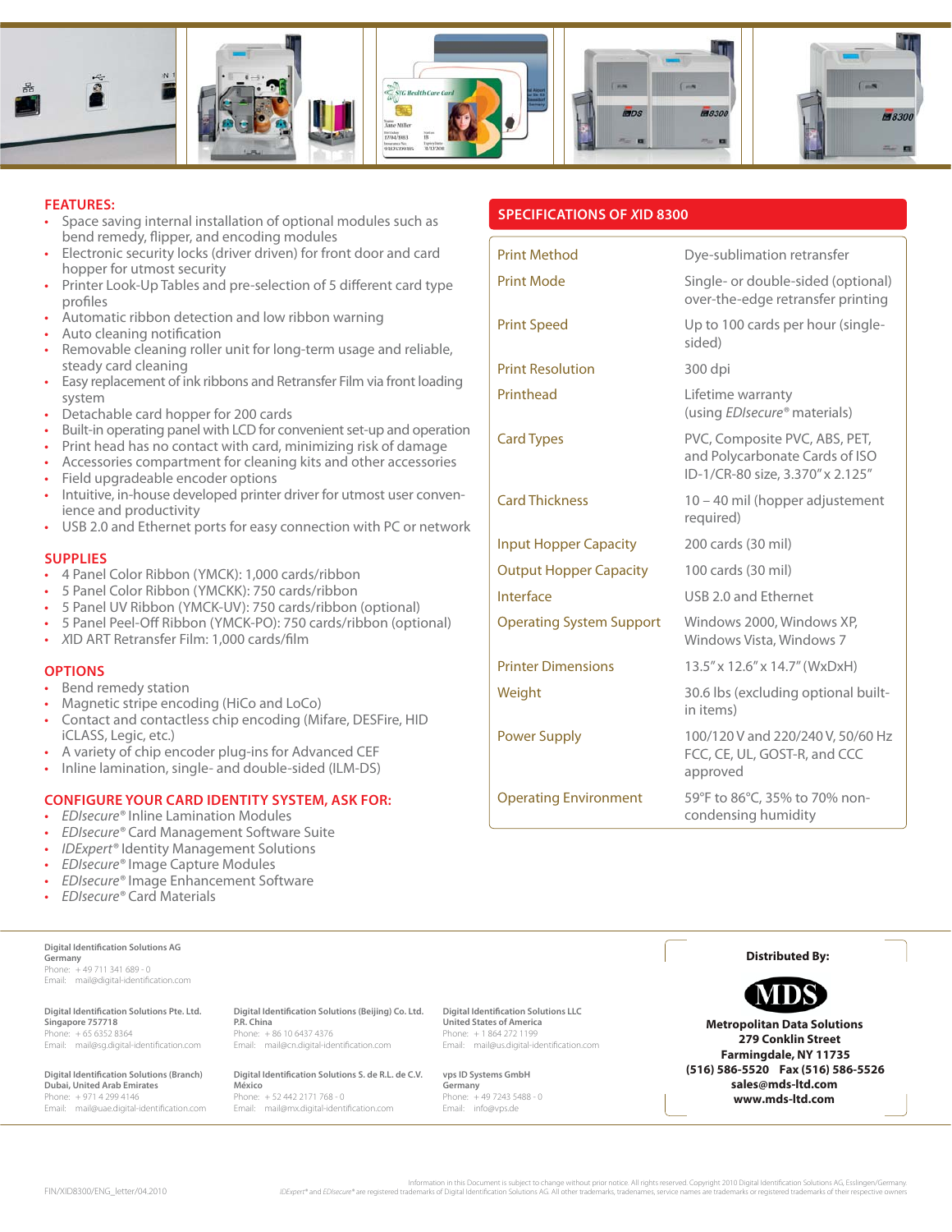## FEATURES:

- Space saving internal installation of optional modules such as bend remedy, flipper, and encoding modules
- Electronic security locks (driver driven) for front door and card hopper for utmost security
- Printer Look-Up Tables and pre-selection of 5 different card type profiles
- Automatic ribbon detection and low ribbon warning
- Auto cleaning notification
- Removable cleaning roller unit for long-term usage and reliable, steady card cleaning
- Easy replacement of ink ribbons and Retransfer Film via front loading system
- Detachable card hopper for 200 cards
- Built-in operating panel with LCD for convenient set-up and operation
- Print head has no contact with card, minimizing risk of damage
- Accessories compartment for cleaning kits and other accessories
- Field upgradeable encoder options
- Intuitive, in-house developed printer driver for utmost user convenience and productivity
- USB 2.0 and Ethernet ports for easy connection with PC or network

## SUPPLIES

- 4 Panel Color Ribbon (YMCK): 1,000 cards/ribbon
- 5 Panel Color Ribbon (YMCKK): 750 cards/ribbon
- 5 Panel UV Ribbon (YMCK-UV): 750 cards/ribbon (optional)
- 5 Panel Peel-Off Ribbon (YMCK-PO): 750 cards/ribbon (optional)
- *X*ID ART Retransfer Film: 1,000 cards/film

## OPTIONS

- Bend remedy station
- Magnetic stripe encoding (HiCo and LoCo)
- Contact and contactless chip encoding (Mifare, DESFire, HID iCLASS, Legic, etc.)
- A variety of chip encoder plug-ins for Advanced CEF
- Inline lamination, single- and double-sided (ILM-DS)

## CONFIGURE YOUR CARD IDENTITY SYSTEM, ASK FOR:

- *EDIsecure*® Inline Lamination Modules
- *EDIsecure*® Card Management Software Suite
- *IDExpert*® Identity Management Solutions
- *EDIsecure*® Image Capture Modules
- *EDIsecure*® Image Enhancement Software
- *EDIsecure*® Card Materials

## SPECIFICATIONS OF *X*ID 8300

| | |
|---|---|
| Print Method | Dye-sublimation retransfer |
| Print Mode | Single- or double-sided (optional) over-the-edge retransfer printing |
| Print Speed | Up to 100 cards per hour (single-sided) |
| Print Resolution | 300 dpi |
| Printhead | Lifetime warranty (using *EDIsecure*® materials) |
| Card Types | PVC, Composite PVC, ABS, PET, and Polycarbonate Cards of ISO ID-1/CR-80 size, 3.370" x 2.125" |
| Card Thickness | 10 – 40 mil (hopper adjustement required) |
| Input Hopper Capacity | 200 cards (30 mil) |
| Output Hopper Capacity | 100 cards (30 mil) |
| Interface | USB 2.0 and Ethernet |
| Operating System Support | Windows 2000, Windows XP, Windows Vista, Windows 7 |
| Printer Dimensions | 13.5" x 12.6" x 14.7" (WxDxH) |
| Weight | 30.6 lbs (excluding optional built-in items) |
| Power Supply | 100/120 V and 220/240 V, 50/60 Hz FCC, CE, UL, GOST-R, and CCC approved |
| Operating Environment | 59°F to 86°C, 35% to 70% non-condensing humidity |

**Digital Identification Solutions AG**
**Germany**
Phone: +49 711 341 689 - 0
Email: mail@digital-identification.com

**Digital Identification Solutions Pte. Ltd.**
**Singapore 757718**
Phone: +65 6352 8364
Email: mail@sg.digital-identification.com

**Digital Identification Solutions (Beijing) Co. Ltd.**
**P.R. China**
Phone: +86 10 6437 4376
Email: mail@cn.digital-identification.com

**Digital Identification Solutions LLC**
**United States of America**
Phone: +1 864 272 1199
Email: mail@us.digital-identification.com

**Digital Identification Solutions (Branch)**
**Dubai, United Arab Emirates**
Phone: +971 4 299 4146
Email: mail@uae.digital-identification.com

**Digital Identification Solutions S. de R.L. de C.V.**
**México**
Phone: +52 442 2171 768 - 0
Email: mail@mx.digital-identification.com

**vps ID Systems GmbH**
**Germany**
Phone: +49 7243 5488 - 0
Email: info@vps.de

**Distributed By:**

MDS

**Metropolitan Data Solutions**
**279 Conklin Street**
**Farmingdale, NY 11735**
**(516) 586-5520 Fax (516) 586-5526**
**sales@mds-ltd.com**
**www.mds-ltd.com**

FIN/XID8300/ENG_letter/04.2010

Information in this Document is subject to change without prior notice. All rights reserved. Copyright 2010 Digital Identification Solutions AG, Esslingen/Germany.
*IDExpert*® and *EDIsecure*® are registered trademarks of Digital Identification Solutions AG. All other trademarks, tradenames, service names are trademarks or registered trademarks of their respective owners